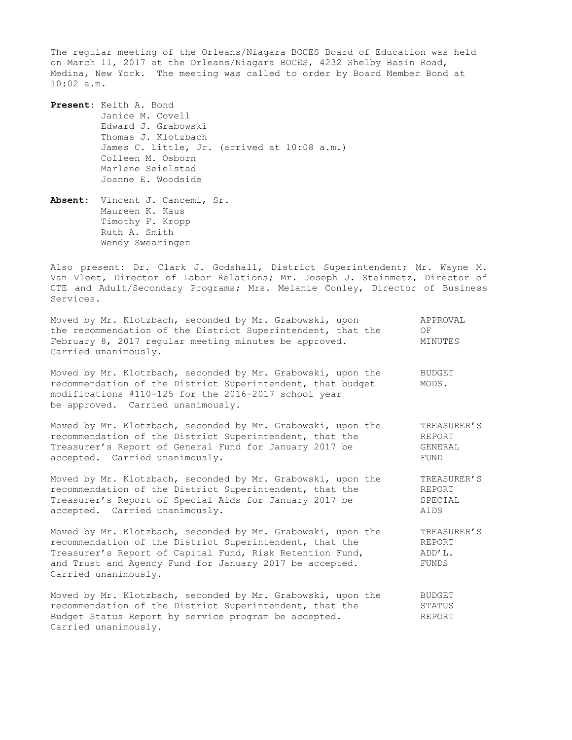The regular meeting of the Orleans/Niagara BOCES Board of Education was held on March 11, 2017 at the Orleans/Niagara BOCES, 4232 Shelby Basin Road, Medina, New York. The meeting was called to order by Board Member Bond at 10:02 a.m.

**Present:** Keith A. Bond
Janice M. Covell
Edward J. Grabowski
Thomas J. Klotzbach
James C. Little, Jr. (arrived at 10:08 a.m.)
Colleen M. Osborn
Marlene Seielstad
Joanne E. Woodside

**Absent:** Vincent J. Cancemi, Sr.
Maureen K. Kaus
Timothy F. Kropp
Ruth A. Smith
Wendy Swearingen

Also present: Dr. Clark J. Godshall, District Superintendent; Mr. Wayne M. Van Vleet, Director of Labor Relations; Mr. Joseph J. Steinmetz, Director of CTE and Adult/Secondary Programs; Mrs. Melanie Conley, Director of Business Services.

APPROVAL OF MINUTES

Moved by Mr. Klotzbach, seconded by Mr. Grabowski, upon the recommendation of the District Superintendent, that the February 8, 2017 regular meeting minutes be approved. Carried unanimously.

BUDGET MODS.

Moved by Mr. Klotzbach, seconded by Mr. Grabowski, upon the recommendation of the District Superintendent, that budget modifications #110-125 for the 2016-2017 school year be approved. Carried unanimously.

TREASURER'S REPORT GENERAL FUND

Moved by Mr. Klotzbach, seconded by Mr. Grabowski, upon the recommendation of the District Superintendent, that the Treasurer's Report of General Fund for January 2017 be accepted. Carried unanimously.

TREASURER'S REPORT SPECIAL AIDS

Moved by Mr. Klotzbach, seconded by Mr. Grabowski, upon the recommendation of the District Superintendent, that the Treasurer's Report of Special Aids for January 2017 be accepted. Carried unanimously.

TREASURER'S REPORT ADD'L. FUNDS

Moved by Mr. Klotzbach, seconded by Mr. Grabowski, upon the recommendation of the District Superintendent, that the Treasurer's Report of Capital Fund, Risk Retention Fund, and Trust and Agency Fund for January 2017 be accepted. Carried unanimously.

BUDGET STATUS REPORT

Moved by Mr. Klotzbach, seconded by Mr. Grabowski, upon the recommendation of the District Superintendent, that the Budget Status Report by service program be accepted. Carried unanimously.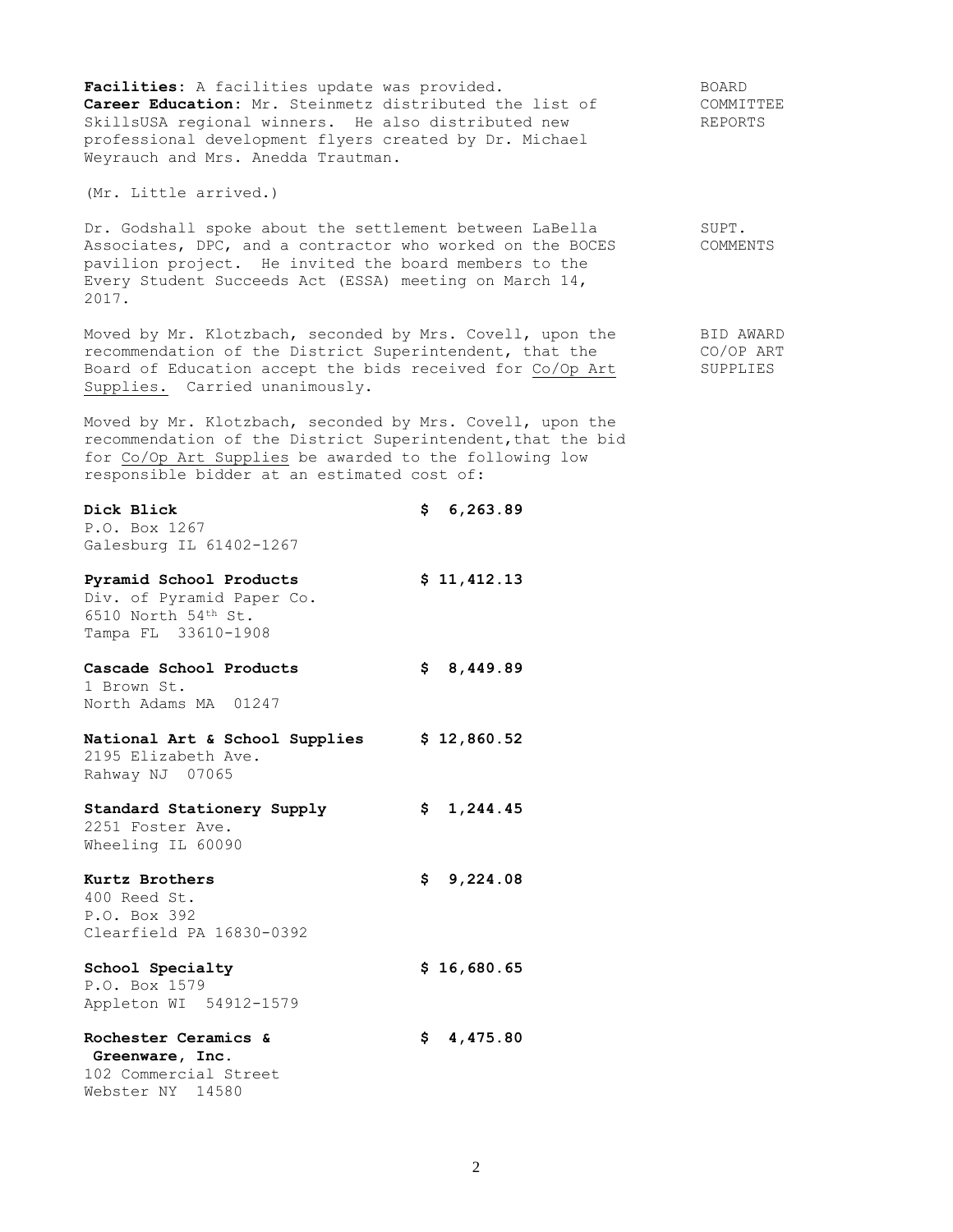**Facilities**: A facilities update was provided.

**Career Education**: Mr. Steinmetz distributed the list of SkillsUSA regional winners. He also distributed new professional development flyers created by Dr. Michael Weyrauch and Mrs. Anedda Trautman.

BOARD COMMITTEE REPORTS

(Mr. Little arrived.)

Dr. Godshall spoke about the settlement between LaBella Associates, DPC, and a contractor who worked on the BOCES pavilion project. He invited the board members to the Every Student Succeeds Act (ESSA) meeting on March 14, 2017.

SUPT. COMMENTS

Moved by Mr. Klotzbach, seconded by Mrs. Covell, upon the recommendation of the District Superintendent, that the Board of Education accept the bids received for Co/Op Art Supplies. Carried unanimously.

BID AWARD CO/OP ART SUPPLIES

Moved by Mr. Klotzbach, seconded by Mrs. Covell, upon the recommendation of the District Superintendent,that the bid for Co/Op Art Supplies be awarded to the following low responsible bidder at an estimated cost of:

| Bidder | Estimated Cost |
|---|---|
| **Dick Blick**<br>P.O. Box 1267<br>Galesburg IL 61402-1267 | **$ 6,263.89** |
| **Pyramid School Products**<br>Div. of Pyramid Paper Co.<br>6510 North 54th St.<br>Tampa FL 33610-1908 | **$ 11,412.13** |
| **Cascade School Products**<br>1 Brown St.<br>North Adams MA 01247 | **$ 8,449.89** |
| **National Art & School Supplies**<br>2195 Elizabeth Ave.<br>Rahway NJ 07065 | **$ 12,860.52** |
| **Standard Stationery Supply**<br>2251 Foster Ave.<br>Wheeling IL 60090 | **$ 1,244.45** |
| **Kurtz Brothers**<br>400 Reed St.<br>P.O. Box 392<br>Clearfield PA 16830-0392 | **$ 9,224.08** |
| **School Specialty**<br>P.O. Box 1579<br>Appleton WI 54912-1579 | **$ 16,680.65** |
| **Rochester Ceramics & Greenware, Inc.**<br>102 Commercial Street<br>Webster NY 14580 | **$ 4,475.80** |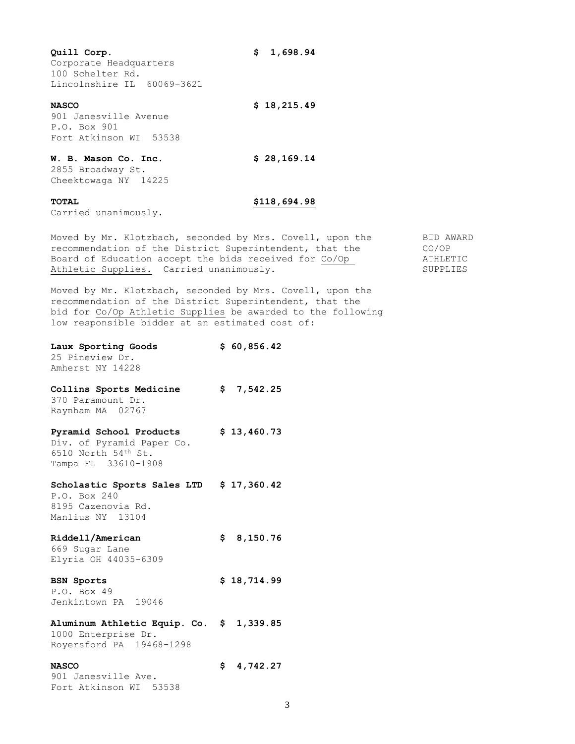**Quill Corp.** **$ 1,698.94**
Corporate Headquarters
100 Schelter Rd.
Lincolnshire IL 60069-3621

**NASCO** **$ 18,215.49**
901 Janesville Avenue
P.O. Box 901
Fort Atkinson WI 53538

**W. B. Mason Co. Inc.** **$ 28,169.14**
2855 Broadway St.
Cheektowaga NY 14225

**TOTAL** **$118,694.98**
Carried unanimously.

BID AWARD CO/OP ATHLETIC SUPPLIES

Moved by Mr. Klotzbach, seconded by Mrs. Covell, upon the recommendation of the District Superintendent, that the Board of Education accept the bids received for Co/Op Athletic Supplies. Carried unanimously.

Moved by Mr. Klotzbach, seconded by Mrs. Covell, upon the recommendation of the District Superintendent, that the bid for Co/Op Athletic Supplies be awarded to the following low responsible bidder at an estimated cost of:

**Laux Sporting Goods** **$ 60,856.42**
25 Pineview Dr.
Amherst NY 14228

**Collins Sports Medicine** **$ 7,542.25**
370 Paramount Dr.
Raynham MA 02767

**Pyramid School Products** **$ 13,460.73**
Div. of Pyramid Paper Co.
6510 North 54th St.
Tampa FL 33610-1908

**Scholastic Sports Sales LTD** **$ 17,360.42**
P.O. Box 240
8195 Cazenovia Rd.
Manlius NY 13104

**Riddell/American** **$ 8,150.76**
669 Sugar Lane
Elyria OH 44035-6309

**BSN Sports** **$ 18,714.99**
P.O. Box 49
Jenkintown PA 19046

**Aluminum Athletic Equip. Co.** **$ 1,339.85**
1000 Enterprise Dr.
Royersford PA 19468-1298

**NASCO** **$ 4,742.27**
901 Janesville Ave.
Fort Atkinson WI 53538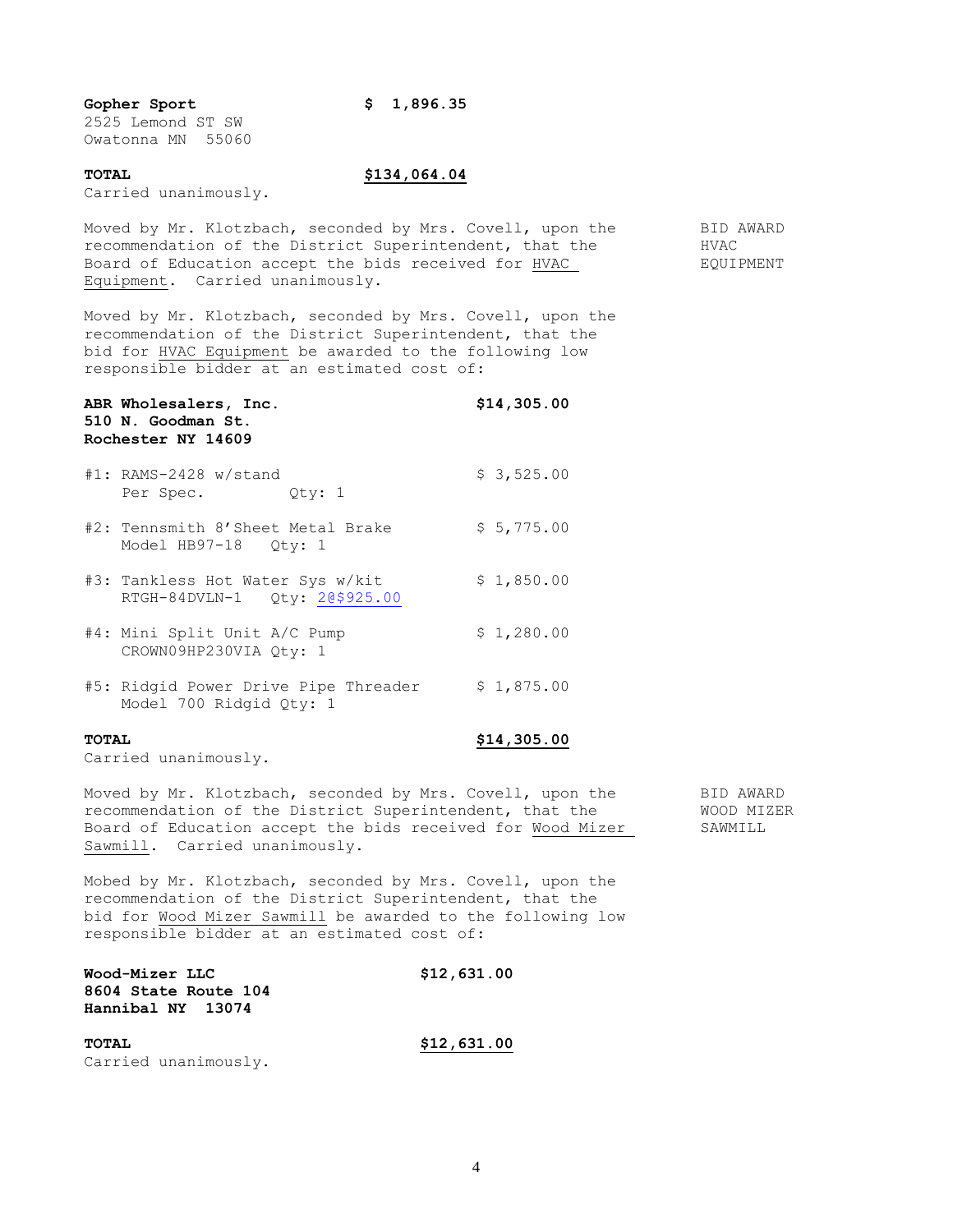**Gopher Sport** **$ 1,896.35**
2525 Lemond ST SW
Owatonna MN 55060

**TOTAL** **$134,064.04**
Carried unanimously.

BID AWARD HVAC EQUIPMENT

Moved by Mr. Klotzbach, seconded by Mrs. Covell, upon the recommendation of the District Superintendent, that the Board of Education accept the bids received for HVAC Equipment. Carried unanimously.

Moved by Mr. Klotzbach, seconded by Mrs. Covell, upon the recommendation of the District Superintendent, that the bid for HVAC Equipment be awarded to the following low responsible bidder at an estimated cost of:

**ABR Wholesalers, Inc.** **$14,305.00**
**510 N. Goodman St.**
**Rochester NY 14609**

| Item | Cost |
|---|---|
| #1: RAMS-2428 w/stand Per Spec. Qty: 1 | $ 3,525.00 |
| #2: Tennsmith 8'Sheet Metal Brake Model HB97-18 Qty: 1 | $ 5,775.00 |
| #3: Tankless Hot Water Sys w/kit RTGH-84DVLN-1 Qty: 2@$925.00 | $ 1,850.00 |
| #4: Mini Split Unit A/C Pump CROWN09HP230VIA Qty: 1 | $ 1,280.00 |
| #5: Ridgid Power Drive Pipe Threader Model 700 Ridgid Qty: 1 | $ 1,875.00 |
| **TOTAL** | **$14,305.00** |

Carried unanimously.

BID AWARD WOOD MIZER SAWMILL

Moved by Mr. Klotzbach, seconded by Mrs. Covell, upon the recommendation of the District Superintendent, that the Board of Education accept the bids received for Wood Mizer Sawmill. Carried unanimously.

Mobed by Mr. Klotzbach, seconded by Mrs. Covell, upon the recommendation of the District Superintendent, that the bid for Wood Mizer Sawmill be awarded to the following low responsible bidder at an estimated cost of:

**Wood-Mizer LLC** **$12,631.00**
**8604 State Route 104**
**Hannibal NY 13074**

**TOTAL** **$12,631.00**
Carried unanimously.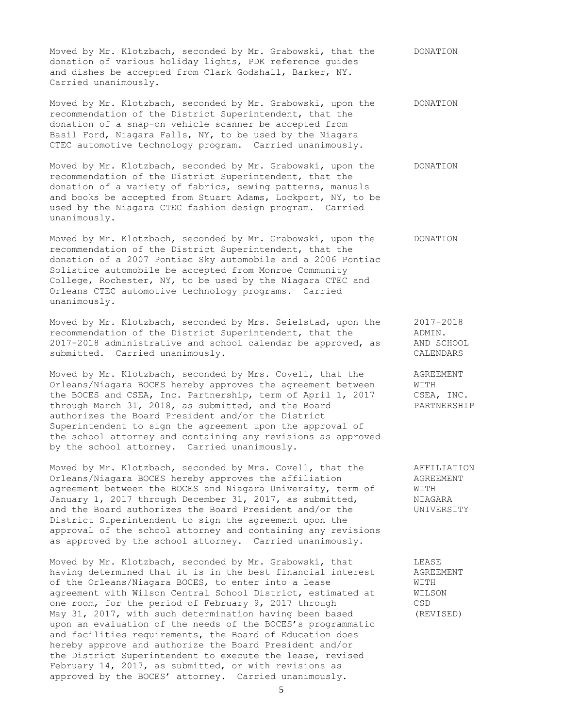Moved by Mr. Klotzbach, seconded by Mr. Grabowski, that the donation of various holiday lights, PDK reference guides and dishes be accepted from Clark Godshall, Barker, NY. Carried unanimously. — DONATION

Moved by Mr. Klotzbach, seconded by Mr. Grabowski, upon the recommendation of the District Superintendent, that the donation of a snap-on vehicle scanner be accepted from Basil Ford, Niagara Falls, NY, to be used by the Niagara CTEC automotive technology program. Carried unanimously. — DONATION

Moved by Mr. Klotzbach, seconded by Mr. Grabowski, upon the recommendation of the District Superintendent, that the donation of a variety of fabrics, sewing patterns, manuals and books be accepted from Stuart Adams, Lockport, NY, to be used by the Niagara CTEC fashion design program. Carried unanimously. — DONATION

Moved by Mr. Klotzbach, seconded by Mr. Grabowski, upon the recommendation of the District Superintendent, that the donation of a 2007 Pontiac Sky automobile and a 2006 Pontiac Solistice automobile be accepted from Monroe Community College, Rochester, NY, to be used by the Niagara CTEC and Orleans CTEC automotive technology programs. Carried unanimously. — DONATION

Moved by Mr. Klotzbach, seconded by Mrs. Seielstad, upon the recommendation of the District Superintendent, that the 2017-2018 administrative and school calendar be approved, as submitted. Carried unanimously. — 2017-2018 ADMIN. AND SCHOOL CALENDARS

Moved by Mr. Klotzbach, seconded by Mrs. Covell, that the Orleans/Niagara BOCES hereby approves the agreement between the BOCES and CSEA, Inc. Partnership, term of April 1, 2017 through March 31, 2018, as submitted, and the Board authorizes the Board President and/or the District Superintendent to sign the agreement upon the approval of the school attorney and containing any revisions as approved by the school attorney. Carried unanimously. — AGREEMENT WITH CSEA, INC. PARTNERSHIP

Moved by Mr. Klotzbach, seconded by Mrs. Covell, that the Orleans/Niagara BOCES hereby approves the affiliation agreement between the BOCES and Niagara University, term of January 1, 2017 through December 31, 2017, as submitted, and the Board authorizes the Board President and/or the District Superintendent to sign the agreement upon the approval of the school attorney and containing any revisions as approved by the school attorney. Carried unanimously. — AFFILIATION AGREEMENT WITH NIAGARA UNIVERSITY

Moved by Mr. Klotzbach, seconded by Mr. Grabowski, that having determined that it is in the best financial interest of the Orleans/Niagara BOCES, to enter into a lease agreement with Wilson Central School District, estimated at one room, for the period of February 9, 2017 through May 31, 2017, with such determination having been based upon an evaluation of the needs of the BOCES's programmatic and facilities requirements, the Board of Education does hereby approve and authorize the Board President and/or the District Superintendent to execute the lease, revised February 14, 2017, as submitted, or with revisions as approved by the BOCES' attorney. Carried unanimously. — LEASE AGREEMENT WITH WILSON CSD (REVISED)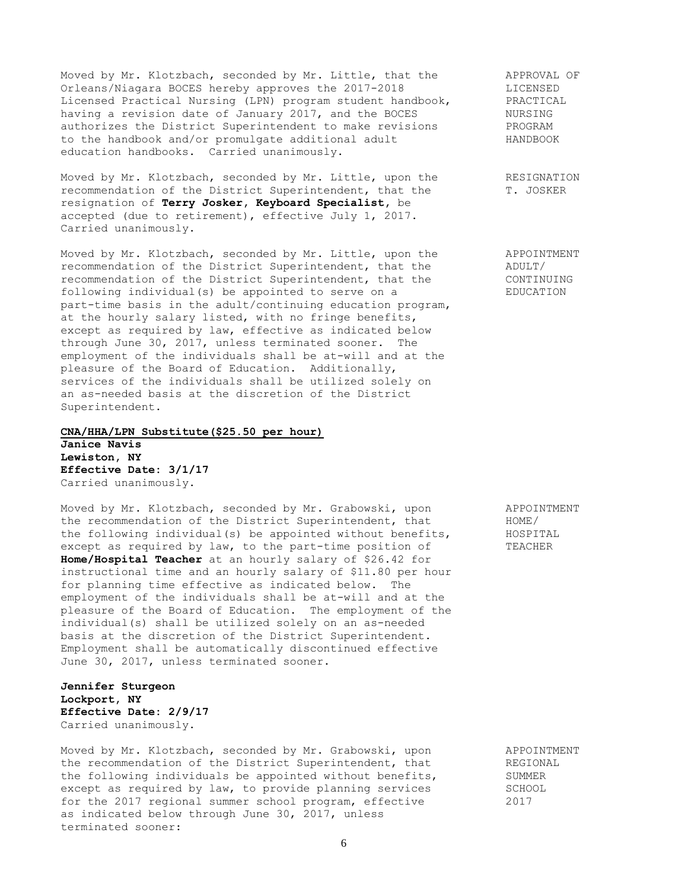Moved by Mr. Klotzbach, seconded by Mr. Little, that the Orleans/Niagara BOCES hereby approves the 2017-2018 Licensed Practical Nursing (LPN) program student handbook, having a revision date of January 2017, and the BOCES authorizes the District Superintendent to make revisions to the handbook and/or promulgate additional adult education handbooks. Carried unanimously.

APPROVAL OF LICENSED PRACTICAL NURSING PROGRAM HANDBOOK

Moved by Mr. Klotzbach, seconded by Mr. Little, upon the recommendation of the District Superintendent, that the resignation of **Terry Josker, Keyboard Specialist**, be accepted (due to retirement), effective July 1, 2017. Carried unanimously.

RESIGNATION T. JOSKER

Moved by Mr. Klotzbach, seconded by Mr. Little, upon the recommendation of the District Superintendent, that the recommendation of the District Superintendent, that the following individual(s) be appointed to serve on a part-time basis in the adult/continuing education program, at the hourly salary listed, with no fringe benefits, except as required by law, effective as indicated below through June 30, 2017, unless terminated sooner. The employment of the individuals shall be at-will and at the pleasure of the Board of Education. Additionally, services of the individuals shall be utilized solely on an as-needed basis at the discretion of the District Superintendent.

APPOINTMENT ADULT/ CONTINUING EDUCATION

**CNA/HHA/LPN Substitute($25.50 per hour)**
**Janice Navis**
**Lewiston, NY**
**Effective Date: 3/1/17**
Carried unanimously.

Moved by Mr. Klotzbach, seconded by Mr. Grabowski, upon the recommendation of the District Superintendent, that the following individual(s) be appointed without benefits, except as required by law, to the part-time position of **Home/Hospital Teacher** at an hourly salary of $26.42 for instructional time and an hourly salary of $11.80 per hour for planning time effective as indicated below. The employment of the individuals shall be at-will and at the pleasure of the Board of Education. The employment of the individual(s) shall be utilized solely on an as-needed basis at the discretion of the District Superintendent. Employment shall be automatically discontinued effective June 30, 2017, unless terminated sooner.

APPOINTMENT HOME/ HOSPITAL TEACHER

**Jennifer Sturgeon**
**Lockport, NY**
**Effective Date: 2/9/17**
Carried unanimously.

Moved by Mr. Klotzbach, seconded by Mr. Grabowski, upon the recommendation of the District Superintendent, that the following individuals be appointed without benefits, except as required by law, to provide planning services for the 2017 regional summer school program, effective as indicated below through June 30, 2017, unless terminated sooner:

APPOINTMENT REGIONAL SUMMER SCHOOL 2017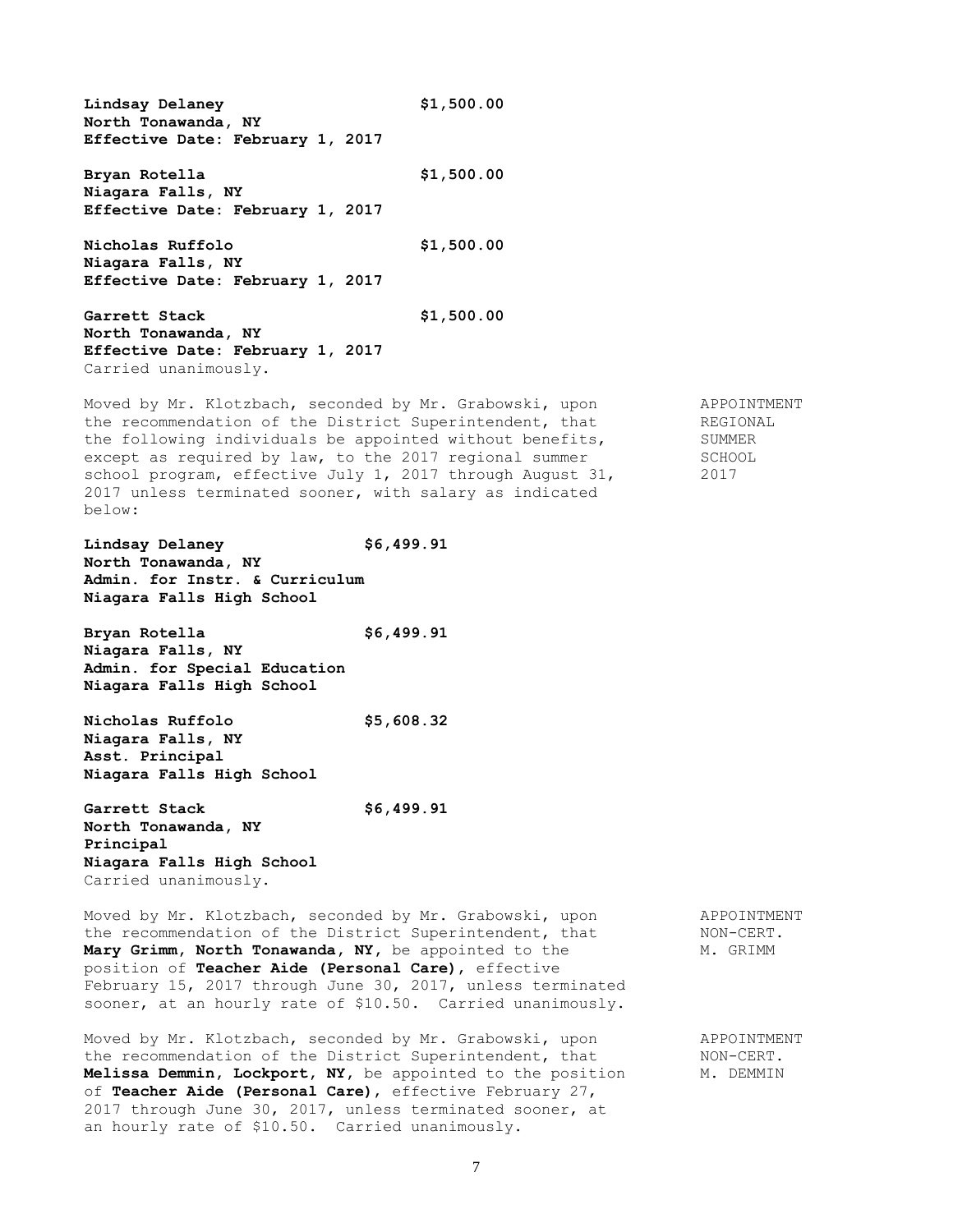**Lindsay Delaney** **$1,500.00**
**North Tonawanda, NY**
**Effective Date: February 1, 2017**

**Bryan Rotella** **$1,500.00**
**Niagara Falls, NY**
**Effective Date: February 1, 2017**

**Nicholas Ruffolo** **$1,500.00**
**Niagara Falls, NY**
**Effective Date: February 1, 2017**

**Garrett Stack** **$1,500.00**
**North Tonawanda, NY**
**Effective Date: February 1, 2017**
Carried unanimously.

APPOINTMENT REGIONAL SUMMER SCHOOL 2017

Moved by Mr. Klotzbach, seconded by Mr. Grabowski, upon the recommendation of the District Superintendent, that the following individuals be appointed without benefits, except as required by law, to the 2017 regional summer school program, effective July 1, 2017 through August 31, 2017 unless terminated sooner, with salary as indicated below:

**Lindsay Delaney** **$6,499.91**
**North Tonawanda, NY**
**Admin. for Instr. & Curriculum**
**Niagara Falls High School**

**Bryan Rotella** **$6,499.91**
**Niagara Falls, NY**
**Admin. for Special Education**
**Niagara Falls High School**

**Nicholas Ruffolo** **$5,608.32**
**Niagara Falls, NY**
**Asst. Principal**
**Niagara Falls High School**

**Garrett Stack** **$6,499.91**
**North Tonawanda, NY**
**Principal**
**Niagara Falls High School**
Carried unanimously.

APPOINTMENT NON-CERT. M. GRIMM

Moved by Mr. Klotzbach, seconded by Mr. Grabowski, upon the recommendation of the District Superintendent, that **Mary Grimm, North Tonawanda, NY,** be appointed to the position of **Teacher Aide (Personal Care),** effective February 15, 2017 through June 30, 2017, unless terminated sooner, at an hourly rate of $10.50. Carried unanimously.

APPOINTMENT NON-CERT. M. DEMMIN

Moved by Mr. Klotzbach, seconded by Mr. Grabowski, upon the recommendation of the District Superintendent, that **Melissa Demmin, Lockport, NY,** be appointed to the position of **Teacher Aide (Personal Care),** effective February 27, 2017 through June 30, 2017, unless terminated sooner, at an hourly rate of $10.50. Carried unanimously.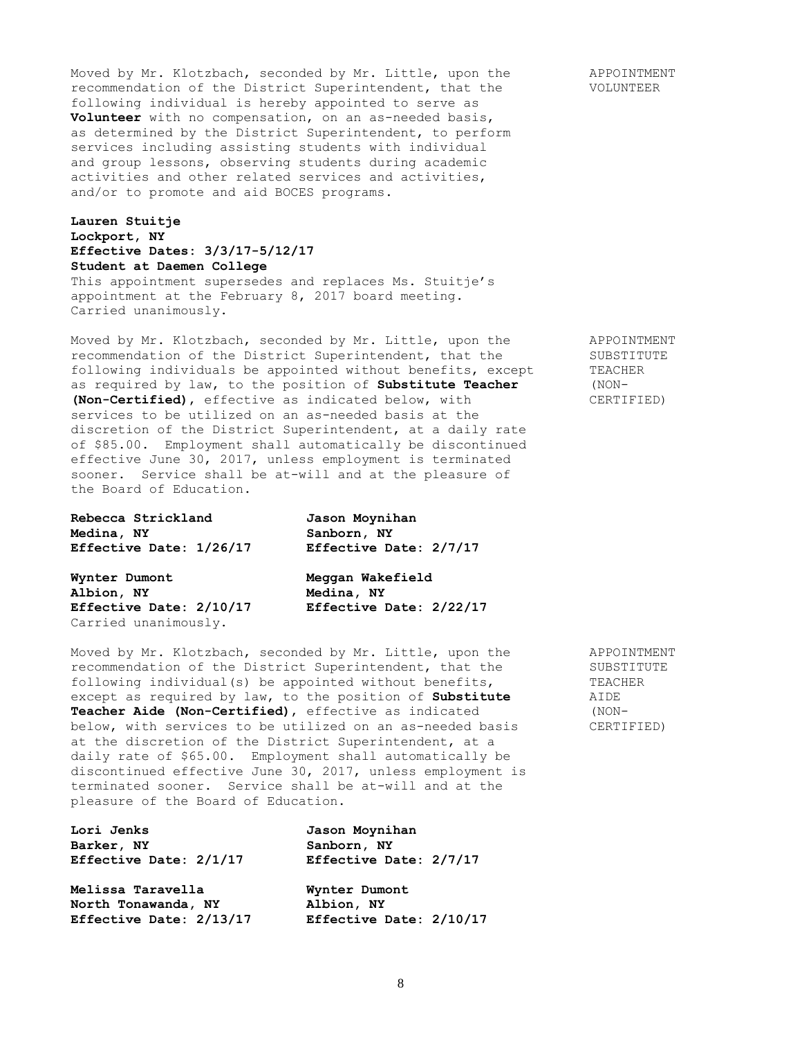Moved by Mr. Klotzbach, seconded by Mr. Little, upon the recommendation of the District Superintendent, that the following individual is hereby appointed to serve as **Volunteer** with no compensation, on an as-needed basis, as determined by the District Superintendent, to perform services including assisting students with individual and group lessons, observing students during academic activities and other related services and activities, and/or to promote and aid BOCES programs.

APPOINTMENT VOLUNTEER

**Lauren Stuitje**
**Lockport, NY**
**Effective Dates: 3/3/17-5/12/17**
**Student at Daemen College**
This appointment supersedes and replaces Ms. Stuitje's appointment at the February 8, 2017 board meeting.
Carried unanimously.

Moved by Mr. Klotzbach, seconded by Mr. Little, upon the recommendation of the District Superintendent, that the following individuals be appointed without benefits, except as required by law, to the position of **Substitute Teacher (Non-Certified)**, effective as indicated below, with services to be utilized on an as-needed basis at the discretion of the District Superintendent, at a daily rate of $85.00. Employment shall automatically be discontinued effective June 30, 2017, unless employment is terminated sooner. Service shall be at-will and at the pleasure of the Board of Education.

APPOINTMENT SUBSTITUTE TEACHER (NON-CERTIFIED)

**Rebecca Strickland**
**Medina, NY**
**Effective Date: 1/26/17**

**Jason Moynihan**
**Sanborn, NY**
**Effective Date: 2/7/17**

**Wynter Dumont**
**Albion, NY**
**Effective Date: 2/10/17**

**Meggan Wakefield**
**Medina, NY**
**Effective Date: 2/22/17**

Carried unanimously.

Moved by Mr. Klotzbach, seconded by Mr. Little, upon the recommendation of the District Superintendent, that the following individual(s) be appointed without benefits, except as required by law, to the position of **Substitute Teacher Aide (Non-Certified)**, effective as indicated below, with services to be utilized on an as-needed basis at the discretion of the District Superintendent, at a daily rate of $65.00. Employment shall automatically be discontinued effective June 30, 2017, unless employment is terminated sooner. Service shall be at-will and at the pleasure of the Board of Education.

APPOINTMENT SUBSTITUTE TEACHER AIDE (NON-CERTIFIED)

**Lori Jenks**
**Barker, NY**
**Effective Date: 2/1/17**

**Jason Moynihan**
**Sanborn, NY**
**Effective Date: 2/7/17**

**Melissa Taravella**
**North Tonawanda, NY**
**Effective Date: 2/13/17**

**Wynter Dumont**
**Albion, NY**
**Effective Date: 2/10/17**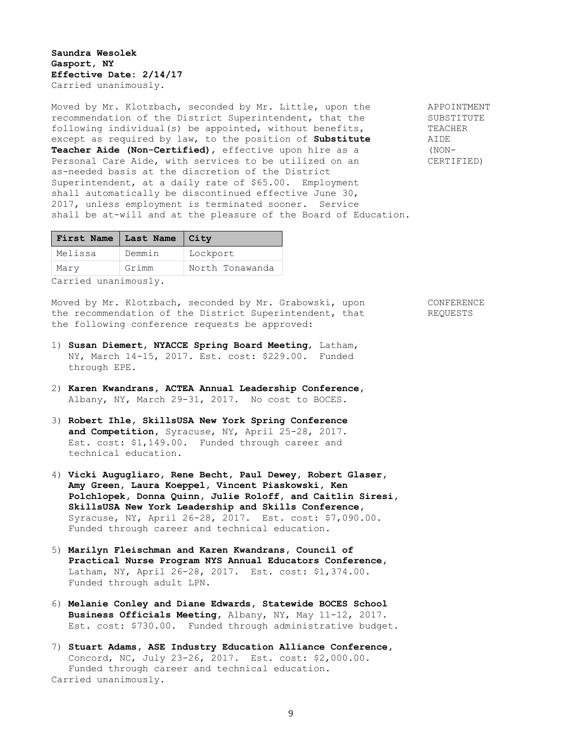**Saundra Wesolek**
**Gasport, NY**
**Effective Date: 2/14/17**
Carried unanimously.

APPOINTMENT SUBSTITUTE TEACHER AIDE (NON-CERTIFIED)

Moved by Mr. Klotzbach, seconded by Mr. Little, upon the recommendation of the District Superintendent, that the following individual(s) be appointed, without benefits, except as required by law, to the position of **Substitute Teacher Aide (Non-Certified)**, effective upon hire as a Personal Care Aide, with services to be utilized on an as-needed basis at the discretion of the District Superintendent, at a daily rate of $65.00. Employment shall automatically be discontinued effective June 30, 2017, unless employment is terminated sooner. Service shall be at-will and at the pleasure of the Board of Education.

| First Name | Last Name | City |
|---|---|---|
| Melissa | Demmin | Lockport |
| Mary | Grimm | North Tonawanda |

Carried unanimously.

CONFERENCE REQUESTS

Moved by Mr. Klotzbach, seconded by Mr. Grabowski, upon the recommendation of the District Superintendent, that the following conference requests be approved:

1) **Susan Diemert, NYACCE Spring Board Meeting**, Latham, NY, March 14-15, 2017. Est. cost: $229.00. Funded through EPE.

2) **Karen Kwandrans, ACTEA Annual Leadership Conference**, Albany, NY, March 29-31, 2017. No cost to BOCES.

3) **Robert Ihle, SkillsUSA New York Spring Conference and Competition**, Syracuse, NY, April 25-28, 2017. Est. cost: $1,149.00. Funded through career and technical education.

4) **Vicki Augugliaro, Rene Becht, Paul Dewey, Robert Glaser, Amy Green, Laura Koeppel, Vincent Piaskowski, Ken Polchlopek, Donna Quinn, Julie Roloff, and Caitlin Siresi, SkillsUSA New York Leadership and Skills Conference**, Syracuse, NY, April 26-28, 2017. Est. cost: $7,090.00. Funded through career and technical education.

5) **Marilyn Fleischman and Karen Kwandrans, Council of Practical Nurse Program NYS Annual Educators Conference**, Latham, NY, April 26-28, 2017. Est. cost: $1,374.00. Funded through adult LPN.

6) **Melanie Conley and Diane Edwards, Statewide BOCES School Business Officials Meeting**, Albany, NY, May 11-12, 2017. Est. cost: $730.00. Funded through administrative budget.

7) **Stuart Adams, ASE Industry Education Alliance Conference**, Concord, NC, July 23-26, 2017. Est. cost: $2,000.00. Funded through career and technical education.

Carried unanimously.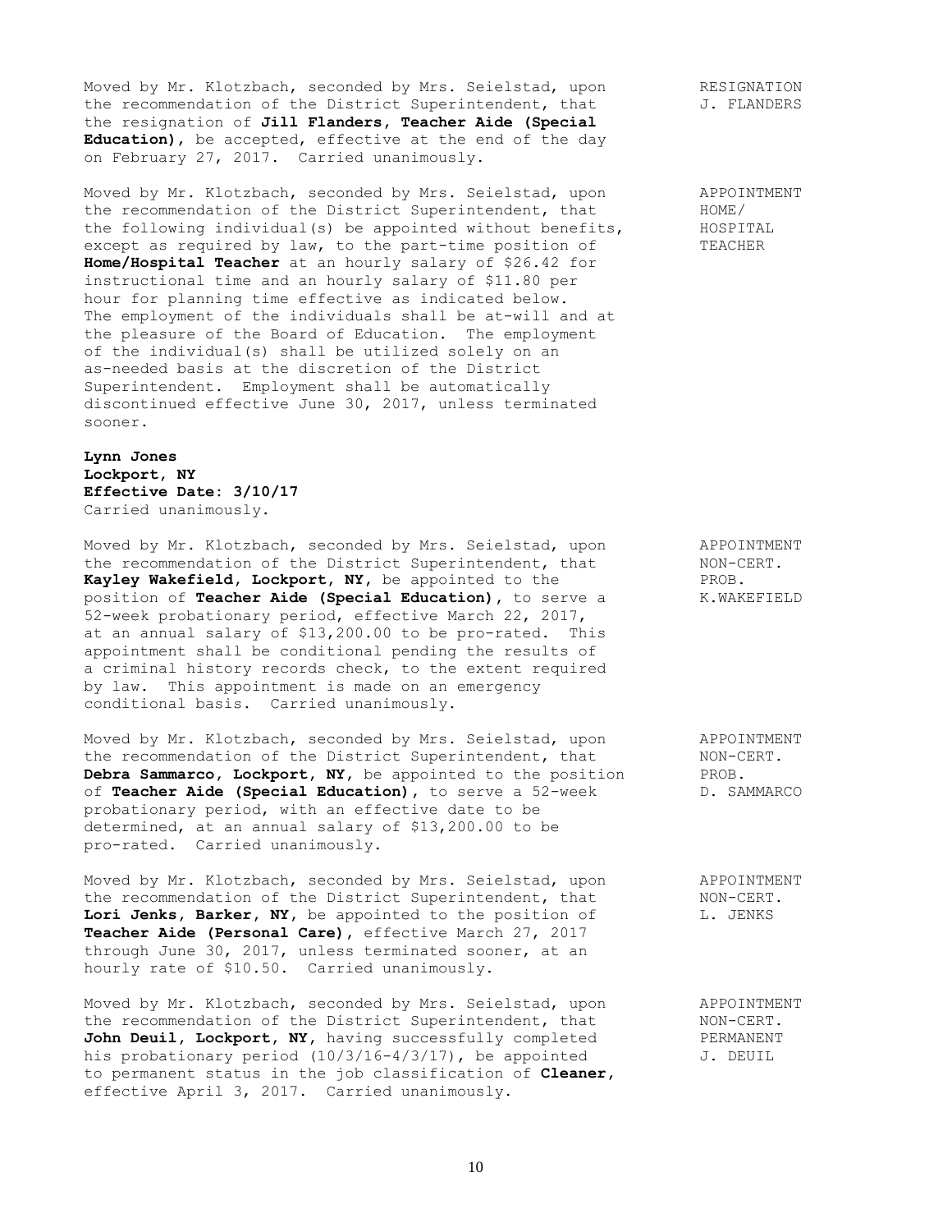Moved by Mr. Klotzbach, seconded by Mrs. Seielstad, upon the recommendation of the District Superintendent, that the resignation of **Jill Flanders, Teacher Aide (Special Education)**, be accepted, effective at the end of the day on February 27, 2017. Carried unanimously.

RESIGNATION
J. FLANDERS

Moved by Mr. Klotzbach, seconded by Mrs. Seielstad, upon the recommendation of the District Superintendent, that the following individual(s) be appointed without benefits, except as required by law, to the part-time position of **Home/Hospital Teacher** at an hourly salary of $26.42 for instructional time and an hourly salary of $11.80 per hour for planning time effective as indicated below. The employment of the individuals shall be at-will and at the pleasure of the Board of Education. The employment of the individual(s) shall be utilized solely on an as-needed basis at the discretion of the District Superintendent. Employment shall be automatically discontinued effective June 30, 2017, unless terminated sooner.

APPOINTMENT
HOME/
HOSPITAL
TEACHER

**Lynn Jones**
**Lockport, NY**
**Effective Date: 3/10/17**
Carried unanimously.

Moved by Mr. Klotzbach, seconded by Mrs. Seielstad, upon the recommendation of the District Superintendent, that **Kayley Wakefield, Lockport, NY,** be appointed to the position of **Teacher Aide (Special Education)**, to serve a 52-week probationary period, effective March 22, 2017, at an annual salary of $13,200.00 to be pro-rated. This appointment shall be conditional pending the results of a criminal history records check, to the extent required by law. This appointment is made on an emergency conditional basis. Carried unanimously.

APPOINTMENT
NON-CERT.
PROB.
K.WAKEFIELD

Moved by Mr. Klotzbach, seconded by Mrs. Seielstad, upon the recommendation of the District Superintendent, that **Debra Sammarco, Lockport, NY,** be appointed to the position of **Teacher Aide (Special Education)**, to serve a 52-week probationary period, with an effective date to be determined, at an annual salary of $13,200.00 to be pro-rated. Carried unanimously.

APPOINTMENT
NON-CERT.
PROB.
D. SAMMARCO

Moved by Mr. Klotzbach, seconded by Mrs. Seielstad, upon the recommendation of the District Superintendent, that **Lori Jenks, Barker, NY,** be appointed to the position of **Teacher Aide (Personal Care)**, effective March 27, 2017 through June 30, 2017, unless terminated sooner, at an hourly rate of $10.50. Carried unanimously.

APPOINTMENT
NON-CERT.
L. JENKS

Moved by Mr. Klotzbach, seconded by Mrs. Seielstad, upon the recommendation of the District Superintendent, that **John Deuil, Lockport, NY,** having successfully completed his probationary period (10/3/16-4/3/17), be appointed to permanent status in the job classification of **Cleaner**, effective April 3, 2017. Carried unanimously.

APPOINTMENT
NON-CERT.
PERMANENT
J. DEUIL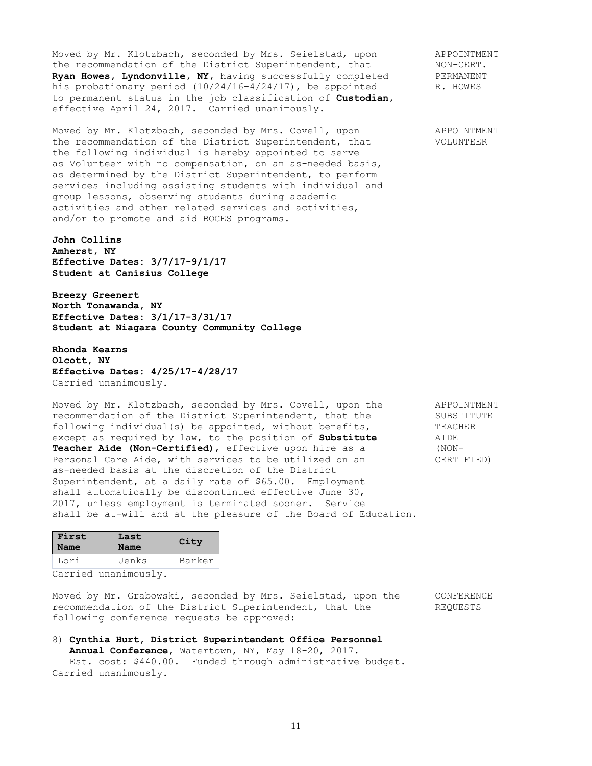Moved by Mr. Klotzbach, seconded by Mrs. Seielstad, upon the recommendation of the District Superintendent, that **Ryan Howes, Lyndonville, NY,** having successfully completed his probationary period (10/24/16-4/24/17), be appointed to permanent status in the job classification of **Custodian**, effective April 24, 2017. Carried unanimously.

APPOINTMENT NON-CERT. PERMANENT R. HOWES

Moved by Mr. Klotzbach, seconded by Mrs. Covell, upon the recommendation of the District Superintendent, that the following individual is hereby appointed to serve as Volunteer with no compensation, on an as-needed basis, as determined by the District Superintendent, to perform services including assisting students with individual and group lessons, observing students during academic activities and other related services and activities, and/or to promote and aid BOCES programs.

APPOINTMENT VOLUNTEER

**John Collins**
**Amherst, NY**
**Effective Dates: 3/7/17-9/1/17**
**Student at Canisius College**

**Breezy Greenert**
**North Tonawanda, NY**
**Effective Dates: 3/1/17-3/31/17**
**Student at Niagara County Community College**

**Rhonda Kearns**
**Olcott, NY**
**Effective Dates: 4/25/17-4/28/17**
Carried unanimously.

Moved by Mr. Klotzbach, seconded by Mrs. Covell, upon the recommendation of the District Superintendent, that the following individual(s) be appointed, without benefits, except as required by law, to the position of **Substitute Teacher Aide (Non-Certified)**, effective upon hire as a Personal Care Aide, with services to be utilized on an as-needed basis at the discretion of the District Superintendent, at a daily rate of $65.00. Employment shall automatically be discontinued effective June 30, 2017, unless employment is terminated sooner. Service shall be at-will and at the pleasure of the Board of Education.

APPOINTMENT SUBSTITUTE TEACHER AIDE (NON-CERTIFIED)

| First Name | Last Name | City |
|---|---|---|
| Lori | Jenks | Barker |

Carried unanimously.

Moved by Mr. Grabowski, seconded by Mrs. Seielstad, upon the recommendation of the District Superintendent, that the following conference requests be approved:

CONFERENCE REQUESTS

8) **Cynthia Hurt, District Superintendent Office Personnel Annual Conference**, Watertown, NY, May 18-20, 2017. Est. cost: $440.00. Funded through administrative budget.

Carried unanimously.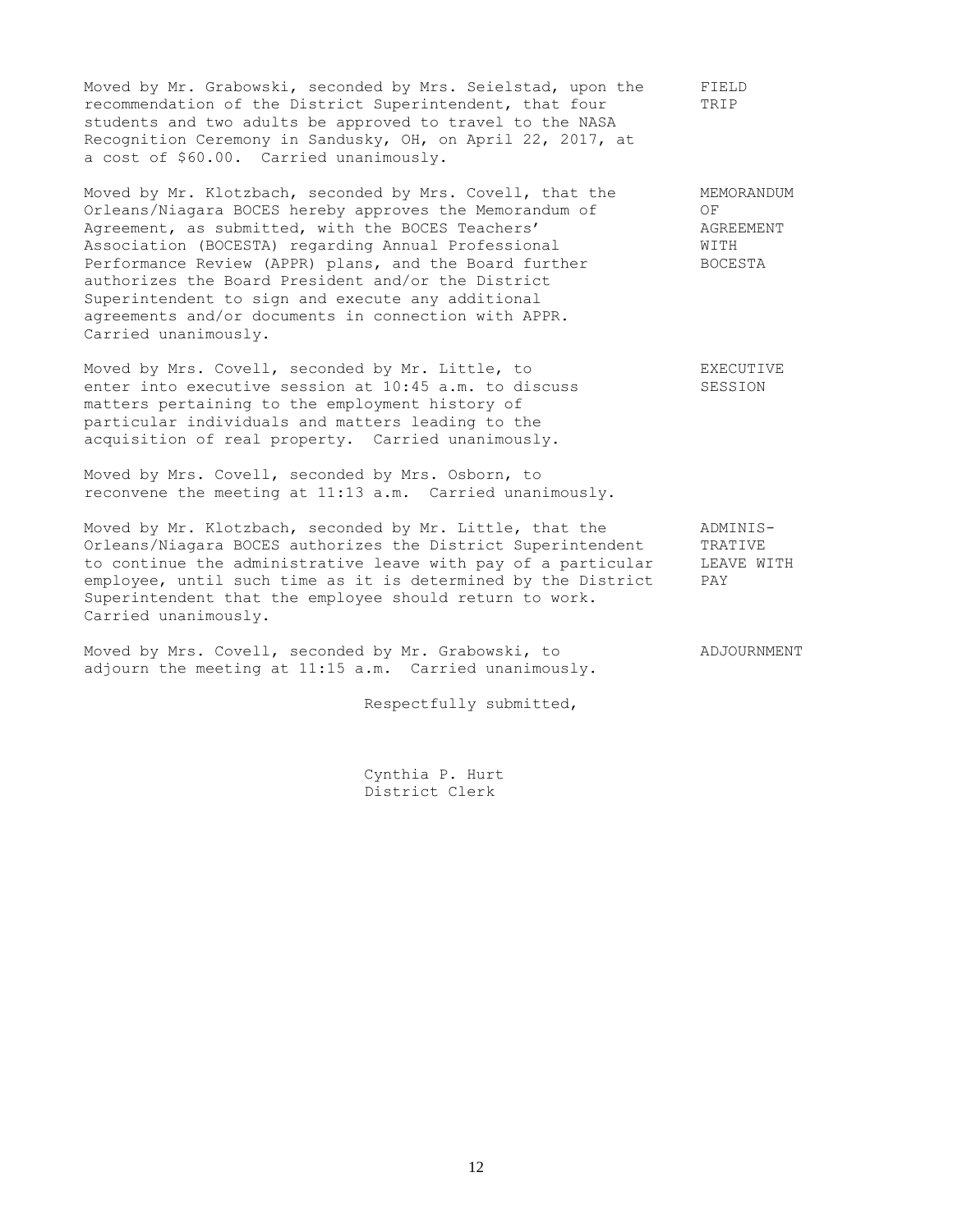Moved by Mr. Grabowski, seconded by Mrs. Seielstad, upon the recommendation of the District Superintendent, that four students and two adults be approved to travel to the NASA Recognition Ceremony in Sandusky, OH, on April 22, 2017, at a cost of $60.00. Carried unanimously. — FIELD TRIP

Moved by Mr. Klotzbach, seconded by Mrs. Covell, that the Orleans/Niagara BOCES hereby approves the Memorandum of Agreement, as submitted, with the BOCES Teachers' Association (BOCESTA) regarding Annual Professional Performance Review (APPR) plans, and the Board further authorizes the Board President and/or the District Superintendent to sign and execute any additional agreements and/or documents in connection with APPR. Carried unanimously. — MEMORANDUM OF AGREEMENT WITH BOCESTA

Moved by Mrs. Covell, seconded by Mr. Little, to enter into executive session at 10:45 a.m. to discuss matters pertaining to the employment history of particular individuals and matters leading to the acquisition of real property. Carried unanimously. — EXECUTIVE SESSION

Moved by Mrs. Covell, seconded by Mrs. Osborn, to reconvene the meeting at 11:13 a.m. Carried unanimously.

Moved by Mr. Klotzbach, seconded by Mr. Little, that the Orleans/Niagara BOCES authorizes the District Superintendent to continue the administrative leave with pay of a particular employee, until such time as it is determined by the District Superintendent that the employee should return to work. Carried unanimously. — ADMINISTRATIVE LEAVE WITH PAY

Moved by Mrs. Covell, seconded by Mr. Grabowski, to adjourn the meeting at 11:15 a.m. Carried unanimously. — ADJOURNMENT

Respectfully submitted,

Cynthia P. Hurt
District Clerk